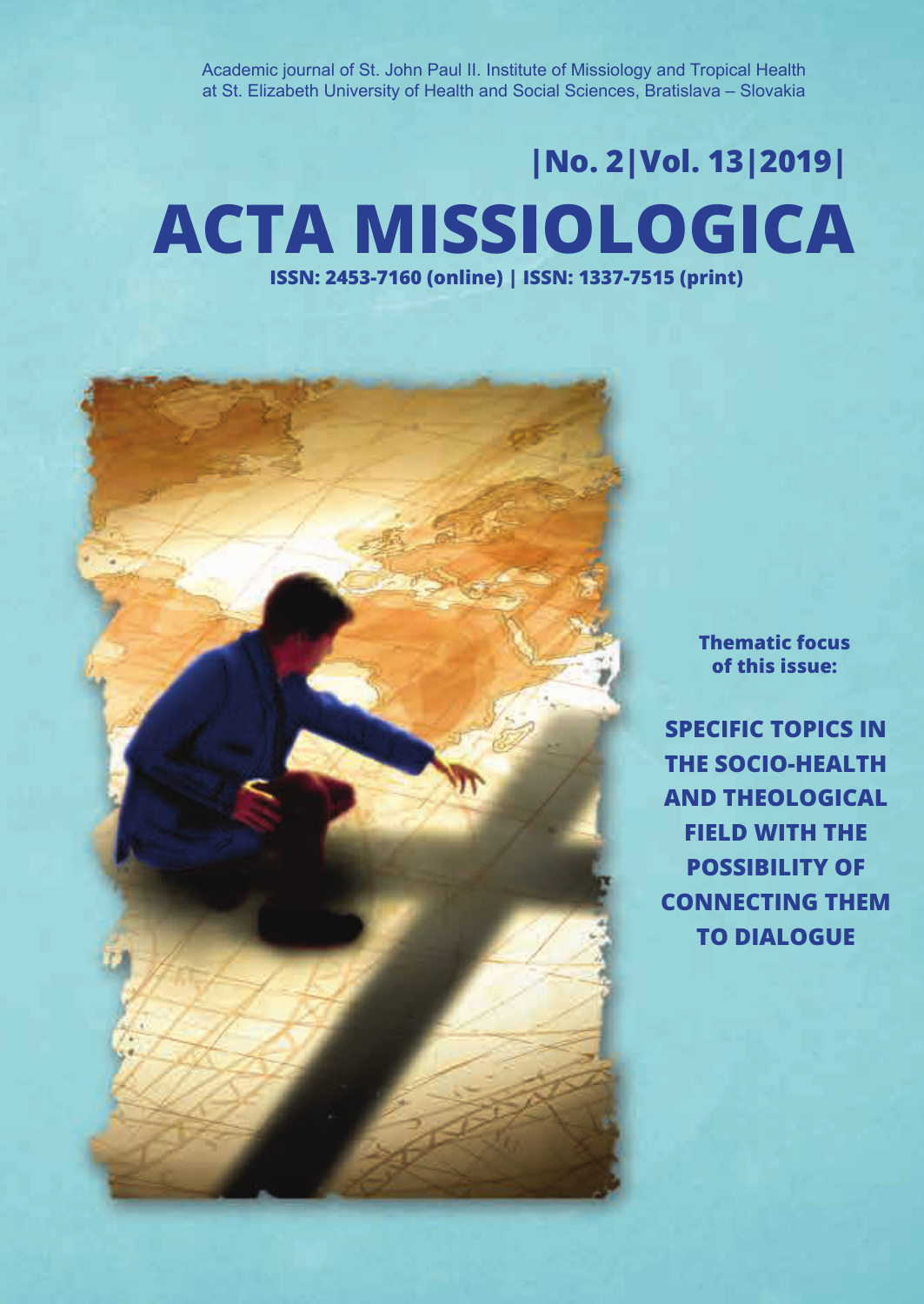Academic journal of St. John Paul II. Institute of Missiology and Tropical Health at St. Elizabeth University of Health and Social Sciences, Bratislava – Slovakia

**|No. 2|Vol. 13|2019|**

# ACTA MISSIOLOGICA

**ISSN: 2453-7160 (online) | ISSN: 1337-7515 (print)**

**Thematic focus of this issue:**

**SPECIFIC TOPICS IN THE SOCIO-HEALTH AND THEOLOGICAL FIELD WITH THE POSSIBILITY OF CONNECTING THEM TO DIALOGUE**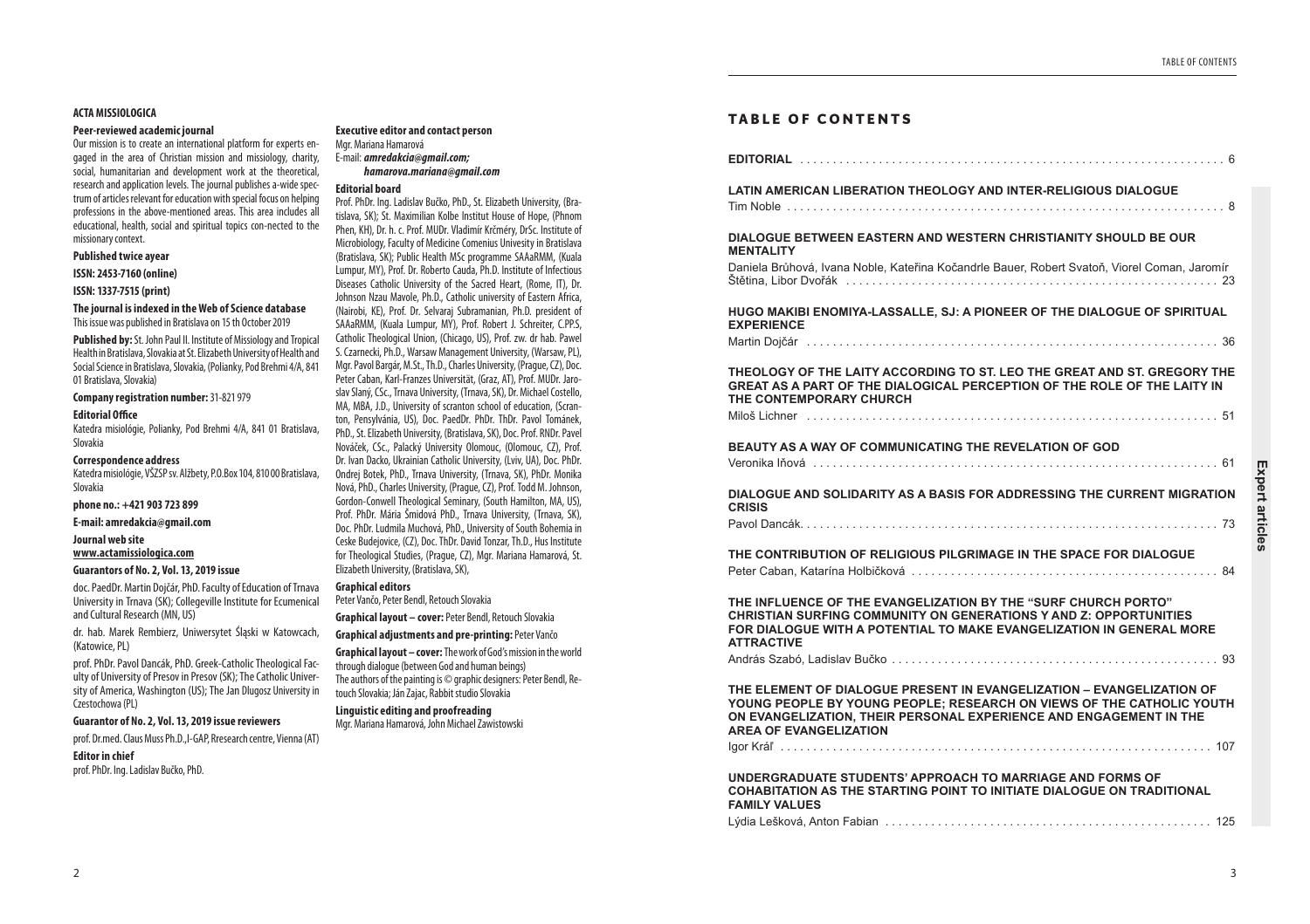## ACTA MISSIOLOGICA

**Peer-reviewed academic journal**

Our mission is to create an international platform for experts engaged in the area of Christian mission and missiology, charity, social, humanitarian and development work at the theoretical, research and application levels. The journal publishes a-wide spectrum of articles relevant for education with special focus on helping professions in the above-mentioned areas. This area includes all educational, health, social and spiritual topics con-nected to the missionary context.

**Published twice ayear**

**ISSN: 2453-7160 (online)**

**ISSN: 1337-7515 (print)**

**The journal is indexed in the Web of Science database**

This issue was published in Bratislava on 15 th October 2019

**Published by:** St. John Paul II. Institute of Missiology and Tropical Health in Bratislava, Slovakia at St. Elizabeth University of Health and Social Science in Bratislava, Slovakia, (Polianky, Pod Brehmi 4/A, 841 01 Bratislava, Slovakia)

**Company registration number:** 31-821 979

**Editorial Office**

Katedra misiológie, Polianky, Pod Brehmi 4/A, 841 01 Bratislava, Slovakia

**Correspondence address**

Katedra misiológie, VŠZSP sv. Alžbety, P.O.Box 104, 810 00 Bratislava, Slovakia

**phone no.: +421 903 723 899**

**E-mail: amredakcia@gmail.com**

**Journal web site**

**www.actamissiologica.com**

**Guarantors of No. 2, Vol. 13, 2019 issue**

doc. PaedDr. Martin Dojčár, PhD. Faculty of Education of Trnava University in Trnava (SK); Collegeville Institute for Ecumenical and Cultural Research (MN, US)

dr. hab. Marek Rembierz, Uniwersytet Śląski w Katowcach, (Katowice, PL)

prof. PhDr. Pavol Dancák, PhD. Greek-Catholic Theological Faculty of University of Presov in Presov (SK); The Catholic University of America, Washington (US); The Jan Dlugosz University in Czestochowa (PL)

**Guarantor of No. 2, Vol. 13, 2019 issue reviewers**

prof. Dr.med. Claus Muss Ph.D.,I-GAP, Rresearch centre, Vienna (AT)

**Editor in chief**

prof. PhDr. Ing. Ladislav Bučko, PhD.

**Executive editor and contact person**

Mgr. Mariana Hamarová

E-mail: ***amredakcia@gmail.com; hamarova.mariana@gmail.com***

**Editorial board**

Prof. PhDr. Ing. Ladislav Bučko, PhD., St. Elizabeth University, (Bratislava, SK); St. Maximilian Kolbe Institut House of Hope, (Phnom Phen, KH), Dr. h. c. Prof. MUDr. Vladimír Krčméry, DrSc. Institute of Microbiology, Faculty of Medicine Comenius Univesity in Bratislava (Bratislava, SK); Public Health MSc programme SAAaRMM, (Kuala Lumpur, MY), Prof. Dr. Roberto Cauda, Ph.D. Institute of Infectious Diseases Catholic University of the Sacred Heart, (Rome, IT), Dr. Johnson Nzau Mavole, Ph.D., Catholic university of Eastern Africa, (Nairobi, KE), Prof. Dr. Selvaraj Subramanian, Ph.D. president of SAAaRMM, (Kuala Lumpur, MY), Prof. Robert J. Schreiter, C.PP.S, Catholic Theological Union, (Chicago, US), Prof. zw. dr hab. Pawel S. Czarnecki, Ph.D., Warsaw Management University, (Warsaw, PL), Mgr. Pavol Bargár, M.St., Th.D., Charles University, (Prague, CZ), Doc. Peter Caban, Karl-Franzes Universität, (Graz, AT), Prof. MUDr. Jaroslav Slaný, CSc., Trnava University, (Trnava, SK), Dr. Michael Costello, MA, MBA, J.D., University of scranton school of education, (Scranton, Pensylvánia, US), Doc. PaedDr. PhDr. ThDr. Pavol Tománek, PhD., St. Elizabeth University, (Bratislava, SK), Doc. Prof. RNDr. Pavel Nováček, CSc., Palacký University Olomouc, (Olomouc, CZ), Prof. Dr. Ivan Dacko, Ukrainian Catholic University, (Lviv, UA), Doc. PhDr. Ondrej Botek, PhD., Trnava University, (Trnava, SK), PhDr. Monika Nová, PhD., Charles University, (Prague, CZ), Prof. Todd M. Johnson, Gordon-Conwell Theological Seminary, (South Hamilton, MA, US), Prof. PhDr. Mária Šmidová PhD., Trnava University, (Trnava, SK), Doc. PhDr. Ludmila Muchová, PhD., University of South Bohemia in Ceske Budejovice, (CZ), Doc. ThDr. David Tonzar, Th.D., Hus Institute for Theological Studies, (Prague, CZ), Mgr. Mariana Hamarová, St. Elizabeth University, (Bratislava, SK),

**Graphical editors**

Peter Vančo, Peter Bendl, Retouch Slovakia

**Graphical layout – cover:** Peter Bendl, Retouch Slovakia

**Graphical adjustments and pre-printing:** Peter Vančo

**Graphical layout – cover:** The work of God's mission in the world through dialogue (between God and human beings)
The authors of the painting is © graphic designers: Peter Bendl, Retouch Slovakia; Ján Zajac, Rabbit studio Slovakia

**Linguistic editing and proofreading**

Mgr. Mariana Hamarová, John Michael Zawistowski

# TABLE OF CONTENTS

**EDITORIAL** . . . . . 6

***Expert articles***

**LATIN AMERICAN LIBERATION THEOLOGY AND INTER-RELIGIOUS DIALOGUE**
Tim Noble . . . . . 8

**DIALOGUE BETWEEN EASTERN AND WESTERN CHRISTIANITY SHOULD BE OUR MENTALITY**
Daniela Brůhová, Ivana Noble, Kateřina Kočandrle Bauer, Robert Svatoň, Viorel Coman, Jaromír Štětina, Libor Dvořák . . . . . 23

**HUGO MAKIBI ENOMIYA-LASSALLE, SJ: A PIONEER OF THE DIALOGUE OF SPIRITUAL EXPERIENCE**
Martin Dojčár . . . . . 36

**THEOLOGY OF THE LAITY ACCORDING TO ST. LEO THE GREAT AND ST. GREGORY THE GREAT AS A PART OF THE DIALOGICAL PERCEPTION OF THE ROLE OF THE LAITY IN THE CONTEMPORARY CHURCH**
Miloš Lichner . . . . . 51

**BEAUTY AS A WAY OF COMMUNICATING THE REVELATION OF GOD**
Veronika Iňová . . . . . 61

**DIALOGUE AND SOLIDARITY AS A BASIS FOR ADDRESSING THE CURRENT MIGRATION CRISIS**
Pavol Dancák. . . . . 73

**THE CONTRIBUTION OF RELIGIOUS PILGRIMAGE IN THE SPACE FOR DIALOGUE**
Peter Caban, Katarína Holbičková . . . . . 84

**THE INFLUENCE OF THE EVANGELIZATION BY THE "SURF CHURCH PORTO" CHRISTIAN SURFING COMMUNITY ON GENERATIONS Y AND Z: OPPORTUNITIES FOR DIALOGUE WITH A POTENTIAL TO MAKE EVANGELIZATION IN GENERAL MORE ATTRACTIVE**
András Szabó, Ladislav Bučko . . . . . 93

**THE ELEMENT OF DIALOGUE PRESENT IN EVANGELIZATION – EVANGELIZATION OF YOUNG PEOPLE BY YOUNG PEOPLE; RESEARCH ON VIEWS OF THE CATHOLIC YOUTH ON EVANGELIZATION, THEIR PERSONAL EXPERIENCE AND ENGAGEMENT IN THE AREA OF EVANGELIZATION**
Igor Kráľ . . . . . 107

**UNDERGRADUATE STUDENTS' APPROACH TO MARRIAGE AND FORMS OF COHABITATION AS THE STARTING POINT TO INITIATE DIALOGUE ON TRADITIONAL FAMILY VALUES**
Lýdia Lešková, Anton Fabian . . . . . 125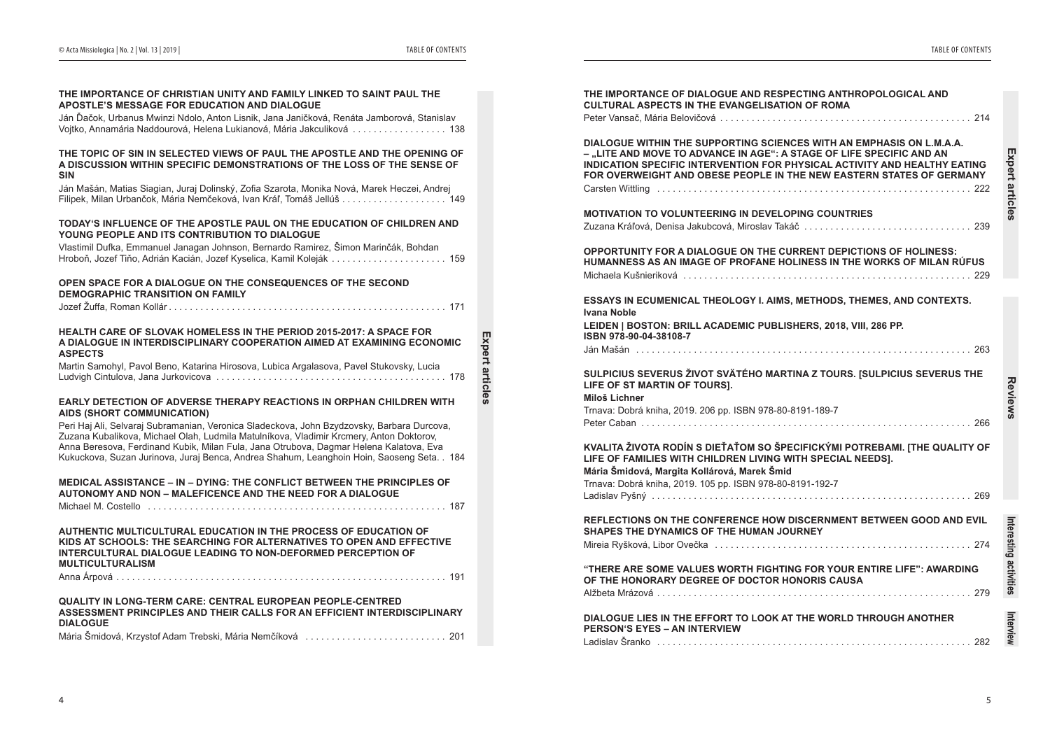## Expert articles

**THE IMPORTANCE OF CHRISTIAN UNITY AND FAMILY LINKED TO SAINT PAUL THE APOSTLE'S MESSAGE FOR EDUCATION AND DIALOGUE**
Ján Ďačok, Urbanus Mwinzi Ndolo, Anton Lisnik, Jana Janičková, Renáta Jamborová, Stanislav Vojtko, Annamária Naddourová, Helena Lukianová, Mária Jakculiková . . . . . . . . . . . . . . . . . 138

**THE TOPIC OF SIN IN SELECTED VIEWS OF PAUL THE APOSTLE AND THE OPENING OF A DISCUSSION WITHIN SPECIFIC DEMONSTRATIONS OF THE LOSS OF THE SENSE OF SIN**
Ján Mašán, Matias Siagian, Juraj Dolinský, Zofia Szarota, Monika Nová, Marek Heczei, Andrej Filipek, Milan Urbančok, Mária Nemčeková, Ivan Kráľ, Tomáš Jellúš . . . . . . . . . . . . . . . . . . . 149

**TODAY'S INFLUENCE OF THE APOSTLE PAUL ON THE EDUCATION OF CHILDREN AND YOUNG PEOPLE AND ITS CONTRIBUTION TO DIALOGUE**
Vlastimil Dufka, Emmanuel Janagan Johnson, Bernardo Ramirez, Šimon Marinčák, Bohdan Hroboň, Jozef Tiňo, Adrián Kacián, Jozef Kyselica, Kamil Koleják . . . . . . . . . . . . . . . . . . . . . 159

**OPEN SPACE FOR A DIALOGUE ON THE CONSEQUENCES OF THE SECOND DEMOGRAPHIC TRANSITION ON FAMILY**
Jozef Žuffa, Roman Kollár . . . . . . . . . . . . . . . . . . . . . . . . . . . . . . . . . . . . . . . . . . . . . . . . . . . . 171

**HEALTH CARE OF SLOVAK HOMELESS IN THE PERIOD 2015-2017: A SPACE FOR A DIALOGUE IN INTERDISCIPLINARY COOPERATION AIMED AT EXAMINING ECONOMIC ASPECTS**
Martin Samohyl, Pavol Beno, Katarina Hirosova, Lubica Argalasova, Pavel Stukovsky, Lucia Ludvigh Cintulova, Jana Jurkovicova . . . . . . . . . . . . . . . . . . . . . . . . . . . . . . . . . . . . . . . . . . 178

**EARLY DETECTION OF ADVERSE THERAPY REACTIONS IN ORPHAN CHILDREN WITH AIDS (SHORT COMMUNICATION)**
Peri Haj Ali, Selvaraj Subramanian, Veronica Sladeckova, John Bzydzovsky, Barbara Durcova, Zuzana Kubalikova, Michael Olah, Ludmila Matulníkova, Vladimir Krcmery, Anton Doktorov, Anna Beresova, Ferdinand Kubik, Milan Fula, Jana Otrubova, Dagmar Helena Kalatova, Eva Kukuckova, Suzan Jurinova, Juraj Benca, Andrea Shahum, Leanghoin Hoin, Saoseng Seta. . 184

**MEDICAL ASSISTANCE – IN – DYING: THE CONFLICT BETWEEN THE PRINCIPLES OF AUTONOMY AND NON – MALEFICENCE AND THE NEED FOR A DIALOGUE**
Michael M. Costello . . . . . . . . . . . . . . . . . . . . . . . . . . . . . . . . . . . . . . . . . . . . . . . . . . . . . . . 187

**AUTHENTIC MULTICULTURAL EDUCATION IN THE PROCESS OF EDUCATION OF KIDS AT SCHOOLS: THE SEARCHING FOR ALTERNATIVES TO OPEN AND EFFECTIVE INTERCULTURAL DIALOGUE LEADING TO NON-DEFORMED PERCEPTION OF MULTICULTURALISM**
Anna Árpová . . . . . . . . . . . . . . . . . . . . . . . . . . . . . . . . . . . . . . . . . . . . . . . . . . . . . . . . . . . . . . 191

**QUALITY IN LONG-TERM CARE: CENTRAL EUROPEAN PEOPLE-CENTRED ASSESSMENT PRINCIPLES AND THEIR CALLS FOR AN EFFICIENT INTERDISCIPLINARY DIALOGUE**
Mária Šmidová, Krzystof Adam Trebski, Mária Nemčíková . . . . . . . . . . . . . . . . . . . . . . . . . . 201

**THE IMPORTANCE OF DIALOGUE AND RESPECTING ANTHROPOLOGICAL AND CULTURAL ASPECTS IN THE EVANGELISATION OF ROMA**
Peter Vansač, Mária Belovičová . . . . . . . . . . . . . . . . . . . . . . . . . . . . . . . . . . . . . . . . . . . . . . . 214

**DIALOGUE WITHIN THE SUPPORTING SCIENCES WITH AN EMPHASIS ON L.M.A.A. – „LITE AND MOVE TO ADVANCE IN AGE": A STAGE OF LIFE SPECIFIC AND AN INDICATION SPECIFIC INTERVENTION FOR PHYSICAL ACTIVITY AND HEALTHY EATING FOR OVERWEIGHT AND OBESE PEOPLE IN THE NEW EASTERN STATES OF GERMANY**
Carsten Wittling . . . . . . . . . . . . . . . . . . . . . . . . . . . . . . . . . . . . . . . . . . . . . . . . . . . . . . . . . . . 222

**MOTIVATION TO VOLUNTEERING IN DEVELOPING COUNTRIES**
Zuzana Kráľová, Denisa Jakubcová, Miroslav Takáč . . . . . . . . . . . . . . . . . . . . . . . . . . . . . . . 239

**OPPORTUNITY FOR A DIALOGUE ON THE CURRENT DEPICTIONS OF HOLINESS: HUMANNESS AS AN IMAGE OF PROFANE HOLINESS IN THE WORKS OF MILAN RÚFUS**
Michaela Kušnieriková . . . . . . . . . . . . . . . . . . . . . . . . . . . . . . . . . . . . . . . . . . . . . . . . . . . . . . 229

## Reviews

**ESSAYS IN ECUMENICAL THEOLOGY I. AIMS, METHODS, THEMES, AND CONTEXTS.**
**Ivana Noble**
**LEIDEN | BOSTON: BRILL ACADEMIC PUBLISHERS, 2018, VIII, 286 PP. ISBN 978-90-04-38108-7**
Ján Mašán . . . . . . . . . . . . . . . . . . . . . . . . . . . . . . . . . . . . . . . . . . . . . . . . . . . . . . . . . . . . . . . 263

**SULPICIUS SEVERUS ŽIVOT SVÄTÉHO MARTINA Z TOURS. [SULPICIUS SEVERUS THE LIFE OF ST MARTIN OF TOURS].**
**Miloš Lichner**
Trnava: Dobrá kniha, 2019. 206 pp. ISBN 978-80-8191-189-7
Peter Caban . . . . . . . . . . . . . . . . . . . . . . . . . . . . . . . . . . . . . . . . . . . . . . . . . . . . . . . . . . . . . . 266

**KVALITA ŽIVOTA RODÍN S DIEŤAŤOM SO ŠPECIFICKÝMI POTREBAMI. [THE QUALITY OF LIFE OF FAMILIES WITH CHILDREN LIVING WITH SPECIAL NEEDS].**
**Mária Šmidová, Margita Kollárová, Marek Šmid**
Trnava: Dobrá kniha, 2019. 105 pp. ISBN 978-80-8191-192-7
Ladislav Pyšný . . . . . . . . . . . . . . . . . . . . . . . . . . . . . . . . . . . . . . . . . . . . . . . . . . . . . . . . . . . . 269

## Interesting activities

**REFLECTIONS ON THE CONFERENCE HOW DISCERNMENT BETWEEN GOOD AND EVIL SHAPES THE DYNAMICS OF THE HUMAN JOURNEY**
Mireia Ryšková, Libor Ovečka . . . . . . . . . . . . . . . . . . . . . . . . . . . . . . . . . . . . . . . . . . . . . . . . 274

**"THERE ARE SOME VALUES WORTH FIGHTING FOR YOUR ENTIRE LIFE": AWARDING OF THE HONORARY DEGREE OF DOCTOR HONORIS CAUSA**
Alžbeta Mrázová . . . . . . . . . . . . . . . . . . . . . . . . . . . . . . . . . . . . . . . . . . . . . . . . . . . . . . . . . . . 279

## Interview

**DIALOGUE LIES IN THE EFFORT TO LOOK AT THE WORLD THROUGH ANOTHER PERSON'S EYES – AN INTERVIEW**
Ladislav Šranko . . . . . . . . . . . . . . . . . . . . . . . . . . . . . . . . . . . . . . . . . . . . . . . . . . . . . . . . . . . 282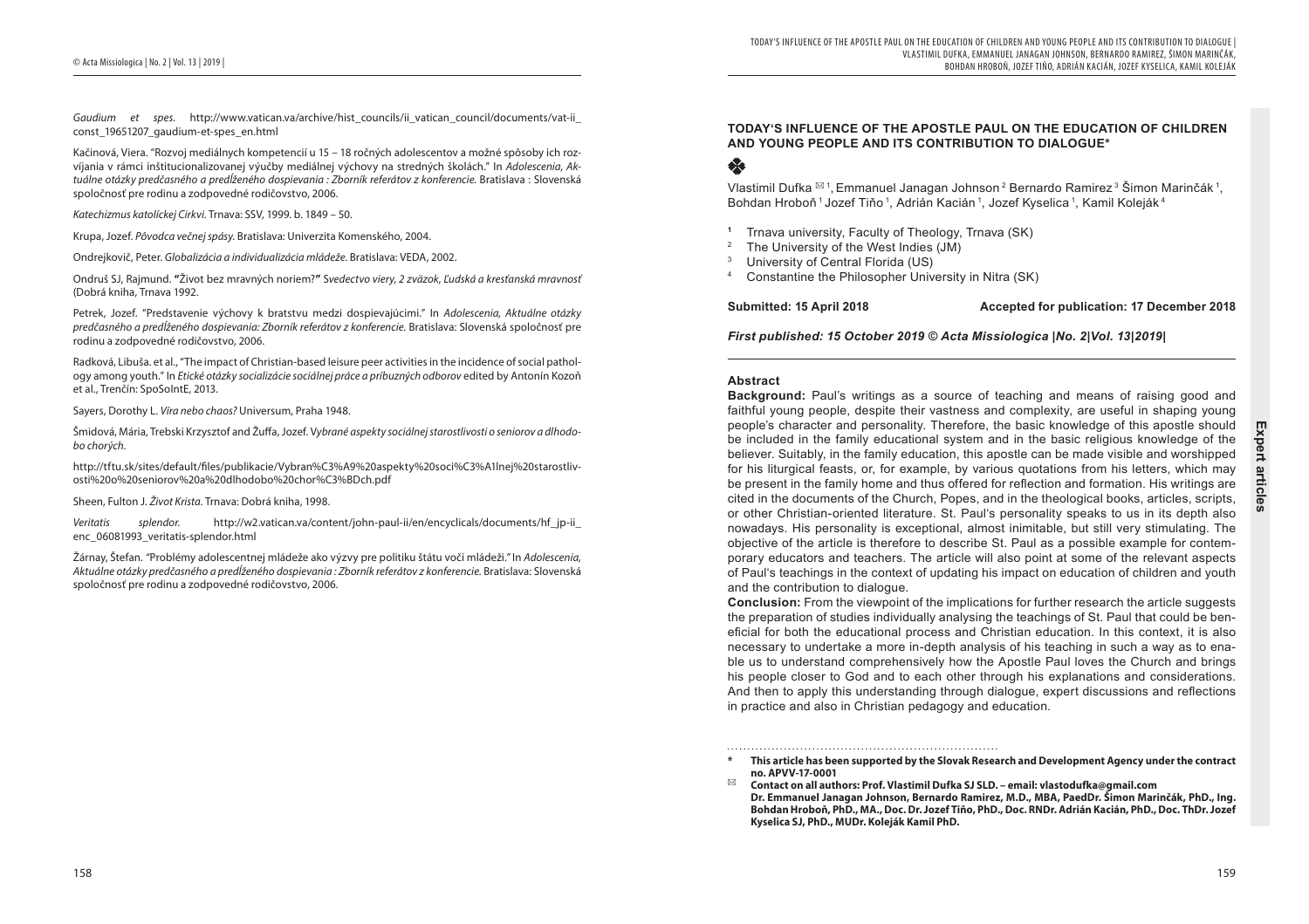*Gaudium et spes.* http://www.vatican.va/archive/hist_councils/ii_vatican_council/documents/vat-ii_const_19651207_gaudium-et-spes_en.html

Kačinová, Viera. "Rozvoj mediálnych kompetencií u 15 – 18 ročných adolescentov a možné spôsoby ich rozvíjania v rámci inštitucionalizovanej výučby mediálnej výchovy na stredných školách." In *Adolescencia, Aktuálne otázky predčasného a predĺženého dospievania : Zborník referátov z konferencie.* Bratislava : Slovenská spoločnosť pre rodinu a zodpovedné rodičovstvo, 2006.

*Katechizmus katolíckej Cirkvi.* Trnava: SSV, 1999. b. 1849 – 50.

Krupa, Jozef. *Pôvodca večnej spásy.* Bratislava: Univerzita Komenského, 2004.

Ondrejkovič, Peter. *Globalizácia a individualizácia mládeže.* Bratislava: VEDA, 2002.

Ondruš SJ, Rajmund. **"**Život bez mravných noriem?**"** *Svedectvo viery, 2 zväzok, Ľudská a kresťanská mravnosť* (Dobrá kniha, Trnava 1992.

Petrek, Jozef. "Predstavenie výchovy k bratstvu medzi dospievajúcimi." In *Adolescencia, Aktuálne otázky predčasného a predĺženého dospievania: Zborník referátov z konferencie.* Bratislava: Slovenská spoločnosť pre rodinu a zodpovedné rodičovstvo, 2006.

Radková, Libuša. et al., "The impact of Christian-based leisure peer activities in the incidence of social pathology among youth." In *Etické otázky socializácie sociálnej práce a príbuzných odborov* edited by Antonín Kozoň et al., Trenčín: SpoSoIntE, 2013.

Sayers, Dorothy L. *Víra nebo chaos?* Universum, Praha 1948.

Šmidová, Mária, Trebski Krzysztof and Žuffa, Jozef. V*ybrané aspekty sociálnej starostlivosti o seniorov a dlhodobo chorých.*

http://tftu.sk/sites/default/files/publikacie/Vybran%C3%A9%20aspekty%20soci%C3%A1lnej%20starostlivosti%20o%20seniorov%20a%20dlhodobo%20chor%C3%BDch.pdf

Sheen, Fulton J. *Život Krista.* Trnava: Dobrá kniha, 1998.

*Veritatis splendor.* http://w2.vatican.va/content/john-paul-ii/en/encyclicals/documents/hf_jp-ii_enc_06081993_veritatis-splendor.html

Žárnay, Štefan. *"*Problémy adolescentnej mládeže ako výzvy pre politiku štátu voči mládeži.*"* In *Adolescencia, Aktuálne otázky predčasného a predĺženého dospievania : Zborník referátov z konferencie.* Bratislava: Slovenská spoločnosť pre rodinu a zodpovedné rodičovstvo, 2006.

## TODAY'S INFLUENCE OF THE APOSTLE PAUL ON THE EDUCATION OF CHILDREN AND YOUNG PEOPLE AND ITS CONTRIBUTION TO DIALOGUE*

❖

Vlastimil Dufka ✉ [1], Emmanuel Janagan Johnson [2] Bernardo Ramirez [3] Šimon Marinčák [1], Bohdan Hroboň [1] Jozef Tiňo [1], Adrián Kacián [1], Jozef Kyselica [1], Kamil Koleják [4]

- [1] Trnava university, Faculty of Theology, Trnava (SK)
- [2] The University of the West Indies (JM)
- [3] University of Central Florida (US)
- [4] Constantine the Philosopher University in Nitra (SK)

**Submitted: 15 April 2018** **Accepted for publication: 17 December 2018**

***First published: 15 October 2019 © Acta Missiologica |No. 2|Vol. 13|2019|***

**Abstract**

**Background:** Paul's writings as a source of teaching and means of raising good and faithful young people, despite their vastness and complexity, are useful in shaping young people's character and personality. Therefore, the basic knowledge of this apostle should be included in the family educational system and in the basic religious knowledge of the believer. Suitably, in the family education, this apostle can be made visible and worshipped for his liturgical feasts, or, for example, by various quotations from his letters, which may be present in the family home and thus offered for reflection and formation. His writings are cited in the documents of the Church, Popes, and in the theological books, articles, scripts, or other Christian-oriented literature. St. Paul's personality speaks to us in its depth also nowadays. His personality is exceptional, almost inimitable, but still very stimulating. The objective of the article is therefore to describe St. Paul as a possible example for contemporary educators and teachers. The article will also point at some of the relevant aspects of Paul's teachings in the context of updating his impact on education of children and youth and the contribution to dialogue.

**Conclusion:** From the viewpoint of the implications for further research the article suggests the preparation of studies individually analysing the teachings of St. Paul that could be beneficial for both the educational process and Christian education. In this context, it is also necessary to undertake a more in-depth analysis of his teaching in such a way as to enable us to understand comprehensively how the Apostle Paul loves the Church and brings his people closer to God and to each other through his explanations and considerations. And then to apply this understanding through dialogue, expert discussions and reflections in practice and also in Christian pedagogy and education.

---

**\* This article has been supported by the Slovak Research and Development Agency under the contract no. APVV-17-0001**

✉ **Contact on all authors: Prof. Vlastimil Dufka SJ SLD. – email: vlastodufka@gmail.com Dr. Emmanuel Janagan Johnson, Bernardo Ramirez, M.D., MBA, PaedDr. Šimon Marinčák, PhD., Ing. Bohdan Hroboň, PhD., MA., Doc. Dr. Jozef Tiňo, PhD., Doc. RNDr. Adrián Kacián, PhD., Doc. ThDr. Jozef Kyselica SJ, PhD., MUDr. Koleják Kamil PhD.**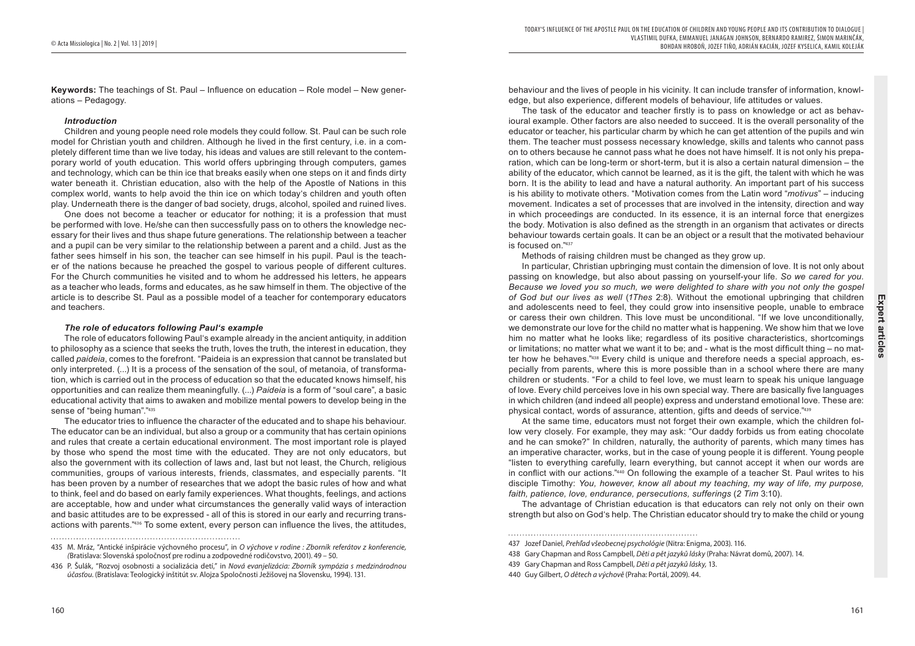**Keywords:** The teachings of St. Paul – Influence on education – Role model – New generations – Pedagogy.

### *Introduction*

Children and young people need role models they could follow. St. Paul can be such role model for Christian youth and children. Although he lived in the first century, i.e. in a completely different time than we live today, his ideas and values are still relevant to the contemporary world of youth education. This world offers upbringing through computers, games and technology, which can be thin ice that breaks easily when one steps on it and finds dirty water beneath it. Christian education, also with the help of the Apostle of Nations in this complex world, wants to help avoid the thin ice on which today's children and youth often play. Underneath there is the danger of bad society, drugs, alcohol, spoiled and ruined lives.

One does not become a teacher or educator for nothing; it is a profession that must be performed with love. He/she can then successfully pass on to others the knowledge necessary for their lives and thus shape future generations. The relationship between a teacher and a pupil can be very similar to the relationship between a parent and a child. Just as the father sees himself in his son, the teacher can see himself in his pupil. Paul is the teacher of the nations because he preached the gospel to various people of different cultures. For the Church communities he visited and to whom he addressed his letters, he appears as a teacher who leads, forms and educates, as he saw himself in them. The objective of the article is to describe St. Paul as a possible model of a teacher for contemporary educators and teachers.

### *The role of educators following Paul's example*

The role of educators following Paul's example already in the ancient antiquity, in addition to philosophy as a science that seeks the truth, loves the truth, the interest in education, they called *paideia*, comes to the forefront. "Paideia is an expression that cannot be translated but only interpreted. (...) It is a process of the sensation of the soul, of metanoia, of transformation, which is carried out in the process of education so that the educated knows himself, his opportunities and can realize them meaningfully. (...) *Paideia* is a form of "soul care", a basic educational activity that aims to awaken and mobilize mental powers to develop being in the sense of "being human"."[435]

The educator tries to influence the character of the educated and to shape his behaviour. The educator can be an individual, but also a group or a community that has certain opinions and rules that create a certain educational environment. The most important role is played by those who spend the most time with the educated. They are not only educators, but also the government with its collection of laws and, last but not least, the Church, religious communities, groups of various interests, friends, classmates, and especially parents. "It has been proven by a number of researches that we adopt the basic rules of how and what to think, feel and do based on early family experiences. What thoughts, feelings, and actions are acceptable, how and under what circumstances the generally valid ways of interaction and basic attitudes are to be expressed - all of this is stored in our early and recurring transactions with parents."[436] To some extent, every person can influence the lives, the attitudes, behaviour and the lives of people in his vicinity. It can include transfer of information, knowledge, but also experience, different models of behaviour, life attitudes or values.

The task of the educator and teacher firstly is to pass on knowledge or act as behavioural example. Other factors are also needed to succeed. It is the overall personality of the educator or teacher, his particular charm by which he can get attention of the pupils and win them. The teacher must possess necessary knowledge, skills and talents who cannot pass on to others because he cannot pass what he does not have himself. It is not only his preparation, which can be long-term or short-term, but it is also a certain natural dimension – the ability of the educator, which cannot be learned, as it is the gift, the talent with which he was born. It is the ability to lead and have a natural authority. An important part of his success is his ability to motivate others. "Motivation comes from the Latin word "*motivus*" – inducing movement. Indicates a set of processes that are involved in the intensity, direction and way in which proceedings are conducted. In its essence, it is an internal force that energizes the body. Motivation is also defined as the strength in an organism that activates or directs behaviour towards certain goals. It can be an object or a result that the motivated behaviour is focused on."[437]

Methods of raising children must be changed as they grow up.

In particular, Christian upbringing must contain the dimension of love. It is not only about passing on knowledge, but also about passing on yourself-your life. *So we cared for you. Because we loved you so much, we were delighted to share with you not only the gospel of God but our lives as well* (*1Thes* 2:8). Without the emotional upbringing that children and adolescents need to feel, they could grow into insensitive people, unable to embrace or caress their own children. This love must be unconditional. "If we love unconditionally, we demonstrate our love for the child no matter what is happening. We show him that we love him no matter what he looks like; regardless of its positive characteristics, shortcomings or limitations; no matter what we want it to be; and - what is the most difficult thing – no matter how he behaves."[438] Every child is unique and therefore needs a special approach, especially from parents, where this is more possible than in a school where there are many children or students. "For a child to feel love, we must learn to speak his unique language of love. Every child perceives love in his own special way. There are basically five languages in which children (and indeed all people) express and understand emotional love. These are: physical contact, words of assurance, attention, gifts and deeds of service."[439]

At the same time, educators must not forget their own example, which the children follow very closely. For example, they may ask: "Our daddy forbids us from eating chocolate and he can smoke?" In children, naturally, the authority of parents, which many times has an imperative character, works, but in the case of young people it is different. Young people "listen to everything carefully, learn everything, but cannot accept it when our words are in conflict with our actions."[440] On following the example of a teacher St. Paul writes to his disciple Timothy: *You, however, know all about my teaching, my way of life, my purpose, faith, patience, love, endurance, persecutions, sufferings* (*2 Tim* 3:10).

The advantage of Christian education is that educators can rely not only on their own strength but also on God's help. The Christian educator should try to make the child or young

---

435 M. Mráz, "Antické inšpirácie výchovného procesu", in *O výchove v rodine : Zborník referátov z konferencie,* (Bratislava: Slovenská spoločnosť pre rodinu a zodpovedné rodičovstvo, 2001). 49 – 50.

436 P. Šulák, "Rozvoj osobnosti a socializácia detí," in *Nová evanjelizácia: Zborník sympózia s medzinárodnou účasťou*. (Bratislava: Teologický inštitút sv. Alojza Spoločnosti Ježišovej na Slovensku, 1994). 131.

437 Jozef Daniel, *Prehľad všeobecnej psychológie* (Nitra: Enigma, 2003). 116.

438 Gary Chapman and Ross Campbell, *Děti a pět jazyků lásky* (Praha: Návrat domů, 2007). 14.

439 Gary Chapman and Ross Campbell, *Děti a pět jazyků lásky,* 13.

440 Guy Gilbert, *O dětech a výchově* (Praha: Portál, 2009). 44.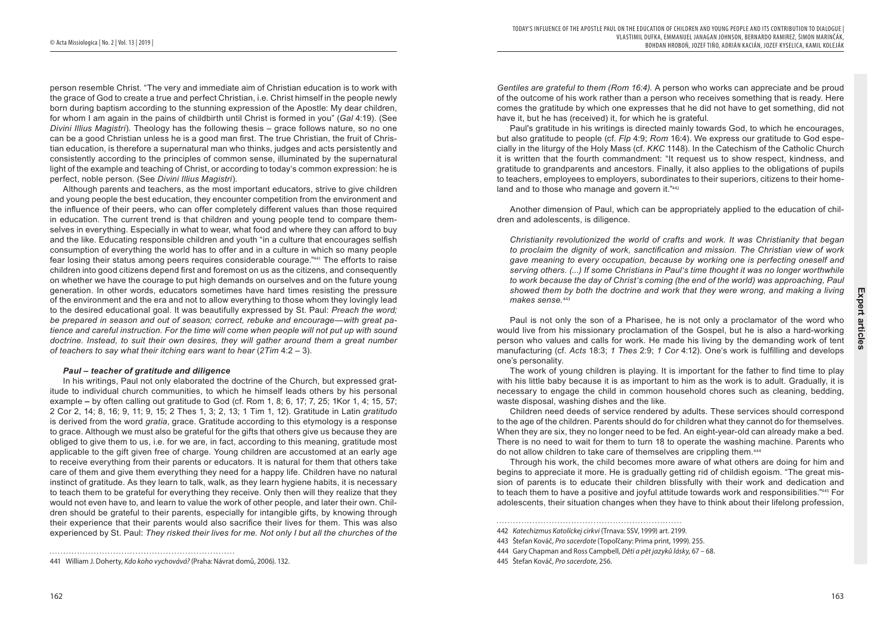person resemble Christ. "The very and immediate aim of Christian education is to work with the grace of God to create a true and perfect Christian, i.e. Christ himself in the people newly born during baptism according to the stunning expression of the Apostle: My dear children, for whom I am again in the pains of childbirth until Christ is formed in you" (*Gal* 4:19). (See *Divini Illius Magistri*). Theology has the following thesis – grace follows nature, so no one can be a good Christian unless he is a good man first. The true Christian, the fruit of Christian education, is therefore a supernatural man who thinks, judges and acts persistently and consistently according to the principles of common sense, illuminated by the supernatural light of the example and teaching of Christ, or according to today's common expression: he is perfect, noble person. (See *Divini Illius Magistri*).

Although parents and teachers, as the most important educators, strive to give children and young people the best education, they encounter competition from the environment and the influence of their peers, who can offer completely different values than those required in education. The current trend is that children and young people tend to compare themselves in everything. Especially in what to wear, what food and where they can afford to buy and the like. Educating responsible children and youth "in a culture that encourages selfish consumption of everything the world has to offer and in a culture in which so many people fear losing their status among peers requires considerable courage."[441] The efforts to raise children into good citizens depend first and foremost on us as the citizens, and consequently on whether we have the courage to put high demands on ourselves and on the future young generation. In other words, educators sometimes have hard times resisting the pressure of the environment and the era and not to allow everything to those whom they lovingly lead to the desired educational goal. It was beautifully expressed by St. Paul: *Preach the word; be prepared in season and out of season; correct, rebuke and encourage—with great patience and careful instruction. For the time will come when people will not put up with sound doctrine. Instead, to suit their own desires, they will gather around them a great number of teachers to say what their itching ears want to hear* (*2Tim* 4:2 – 3).

### *Paul – teacher of gratitude and diligence*

In his writings, Paul not only elaborated the doctrine of the Church, but expressed gratitude to individual church communities, to which he himself leads others by his personal example – by often calling out gratitude to God (cf. Rom 1, 8; 6, 17; 7, 25; 1Kor 1, 4; 15, 57; 2 Cor 2, 14; 8, 16; 9, 11; 9, 15; 2 Thes 1, 3; 2, 13; 1 Tim 1, 12). Gratitude in Latin *gratitudo* is derived from the word *gratia*, grace. Gratitude according to this etymology is a response to grace. Although we must also be grateful for the gifts that others give us because they are obliged to give them to us, i.e. for we are, in fact, according to this meaning, gratitude most applicable to the gift given free of charge. Young children are accustomed at an early age to receive everything from their parents or educators. It is natural for them that others take care of them and give them everything they need for a happy life. Children have no natural instinct of gratitude. As they learn to talk, walk, as they learn hygiene habits, it is necessary to teach them to be grateful for everything they receive. Only then will they realize that they would not even have to, and learn to value the work of other people, and later their own. Children should be grateful to their parents, especially for intangible gifts, by knowing through their experience that their parents would also sacrifice their lives for them. This was also experienced by St. Paul: *They risked their lives for me. Not only I but all the churches of the Gentiles are grateful to them (Rom 16:4).* A person who works can appreciate and be proud of the outcome of his work rather than a person who receives something that is ready. Here comes the gratitude by which one expresses that he did not have to get something, did not have it, but he has (received) it, for which he is grateful.

Paul's gratitude in his writings is directed mainly towards God, to which he encourages, but also gratitude to people (cf. *Flp* 4:9; *Rom* 16:4). We express our gratitude to God especially in the liturgy of the Holy Mass (cf. *KKC* 1148). In the Catechism of the Catholic Church it is written that the fourth commandment: "It request us to show respect, kindness, and gratitude to grandparents and ancestors. Finally, it also applies to the obligations of pupils to teachers, employees to employers, subordinates to their superiors, citizens to their homeland and to those who manage and govern it."[442]

Another dimension of Paul, which can be appropriately applied to the education of children and adolescents, is diligence.

> *Christianity revolutionized the world of crafts and work. It was Christianity that began to proclaim the dignity of work, sanctification and mission. The Christian view of work gave meaning to every occupation, because by working one is perfecting oneself and serving others. (...) If some Christians in Paul's time thought it was no longer worthwhile to work because the day of Christ's coming (the end of the world) was approaching, Paul showed them by both the doctrine and work that they were wrong, and making a living makes sense.*[443]

Paul is not only the son of a Pharisee, he is not only a proclamator of the word who would live from his missionary proclamation of the Gospel, but he is also a hard-working person who values and calls for work. He made his living by the demanding work of tent manufacturing (cf. *Acts* 18:3; *1 Thes* 2:9; *1 Cor* 4:12). One's work is fulfilling and develops one's personality.

The work of young children is playing. It is important for the father to find time to play with his little baby because it is as important to him as the work is to adult. Gradually, it is necessary to engage the child in common household chores such as cleaning, bedding, waste disposal, washing dishes and the like.

Children need deeds of service rendered by adults. These services should correspond to the age of the children. Parents should do for children what they cannot do for themselves. When they are six, they no longer need to be fed. An eight-year-old can already make a bed. There is no need to wait for them to turn 18 to operate the washing machine. Parents who do not allow children to take care of themselves are crippling them.[444]

Through his work, the child becomes more aware of what others are doing for him and begins to appreciate it more. He is gradually getting rid of childish egoism. "The great mission of parents is to educate their children blissfully with their work and dedication and to teach them to have a positive and joyful attitude towards work and responsibilities."[445] For adolescents, their situation changes when they have to think about their lifelong profession,

---

441 William J. Doherty, *Kdo koho vychovává?* (Praha: Návrat domů, 2006). 132.

442 *Katechizmus Katolíckej cirkvi* (Trnava: SSV, 1999) art. 2199.

443 Štefan Kováč, *Pro sacerdote* (Topoľčany: Prima print, 1999). 255.

444 Gary Chapman and Ross Campbell, *Děti a pět jazyků lásky*, 67 – 68.

445 Štefan Kováč, *Pro sacerdote*, 256.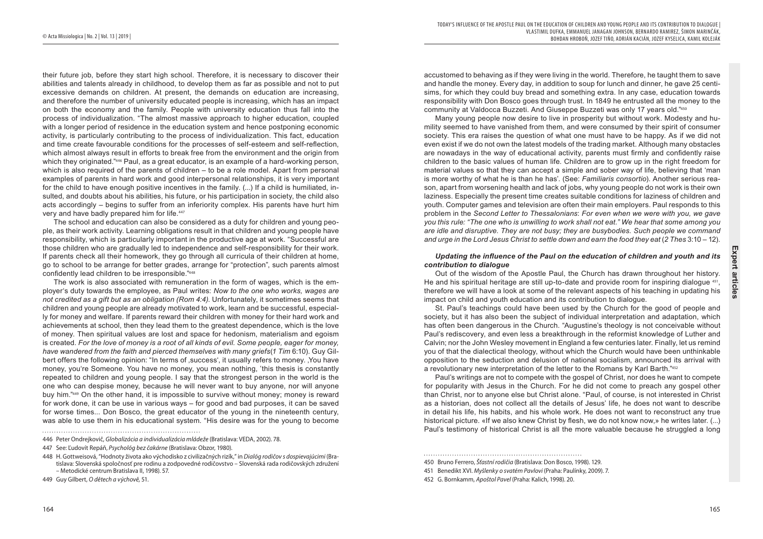their future job, before they start high school. Therefore, it is necessary to discover their abilities and talents already in childhood, to develop them as far as possible and not to put excessive demands on children. At present, the demands on education are increasing, and therefore the number of university educated people is increasing, which has an impact on both the economy and the family. People with university education thus fall into the process of individualization. "The almost massive approach to higher education, coupled with a longer period of residence in the education system and hence postponing economic activity, is particularly contributing to the process of individualization. This fact, education and time create favourable conditions for the processes of self-esteem and self-reflection, which almost always result in efforts to break free from the environment and the origin from which they originated."[446] Paul, as a great educator, is an example of a hard-working person, which is also required of the parents of children – to be a role model. Apart from personal examples of parents in hard work and good interpersonal relationships, it is very important for the child to have enough positive incentives in the family. (...) If a child is humiliated, insulted, and doubts about his abilities, his future, or his participation in society, the child also acts accordingly – begins to suffer from an inferiority complex. His parents have hurt him very and have badly prepared him for life.[447]

The school and education can also be considered as a duty for children and young people, as their work activity. Learning obligations result in that children and young people have responsibility, which is particularly important in the productive age at work. "Successful are those children who are gradually led to independence and self-responsibility for their work. If parents check all their homework, they go through all curricula of their children at home, go to school to be arrange for better grades, arrange for "protection", such parents almost confidently lead children to be irresponsible."[448]

The work is also associated with remuneration in the form of wages, which is the employer's duty towards the employee, as Paul writes: *Now to the one who works, wages are not credited as a gift but as an obligation (Rom 4:4).* Unfortunately, it sometimes seems that children and young people are already motivated to work, learn and be successful, especially for money and welfare. If parents reward their children with money for their hard work and achievements at school, then they lead them to the greatest dependence, which is the love of money. Then spiritual values are lost and space for hedonism, materialism and egoism is created. *For the love of money is a root of all kinds of evil. Some people, eager for money, have wandered from the faith and pierced themselves with many griefs*(*1 Tim* 6:10). Guy Gilbert offers the following opinion: "In terms of ‚success', it usually refers to money. ‚You have money, you're Someone. You have no money, you mean nothing, 'this thesis is constantly repeated to children and young people. I say that the strongest person in the world is the one who can despise money, because he will never want to buy anyone, nor will anyone buy him."[449] On the other hand, it is impossible to survive without money; money is reward for work done, it can be use in various ways – for good and bad purposes, it can be saved for worse times... Don Bosco, the great educator of the young in the nineteenth century, was able to use them in his educational system. "His desire was for the young to become accustomed to behaving as if they were living in the world. Therefore, he taught them to save and handle the money. Every day, in addition to soup for lunch and dinner, he gave 25 centisims, for which they could buy bread and something extra. In any case, education towards responsibility with Don Bosco goes through trust. In 1849 he entrusted all the money to the community at Valdocca Buzzeti. And Giuseppe Buzzeti was only 17 years old."[450]

Many young people now desire to live in prosperity but without work. Modesty and humility seemed to have vanished from them, and were consumed by their spirit of consumer society. This era raises the question of what one must have to be happy. As if we did not even exist if we do not own the latest models of the trading market. Although many obstacles are nowadays in the way of educational activity, parents must firmly and confidently raise children to the basic values of human life. Children are to grow up in the right freedom for material values so that they can accept a simple and sober way of life, believing that 'man is more worthy of what he is than he has'. (See: *Familiaris consortio*). Another serious reason, apart from worsening health and lack of jobs, why young people do not work is their own laziness. Especially the present time creates suitable conditions for laziness of children and youth. Computer games and television are often their main employers. Paul responds to this problem in the *Second Letter to Thessalonians*: *For even when we were with you, we gave you this rule: "The one who is unwilling to work shall not eat." We hear that some among you are idle and disruptive. They are not busy; they are busybodies. Such people we command and urge in the Lord Jesus Christ to settle down and earn the food they eat* (*2 Thes* 3:10 – 12).

***Updating the influence of the Paul on the education of children and youth and its contribution to dialogue***

Out of the wisdom of the Apostle Paul, the Church has drawn throughout her history. He and his spiritual heritage are still up-to-date and provide room for inspiring dialogue [451], therefore we will have a look at some of the relevant aspects of his teaching in updating his impact on child and youth education and its contribution to dialogue.

St. Paul's teachings could have been used by the Church for the good of people and society, but it has also been the subject of individual interpretation and adaptation, which has often been dangerous in the Church. "Augustine's theology is not conceivable without Paul's rediscovery, and even less a breakthrough in the reformist knowledge of Luther and Calvin; nor the John Wesley movement in England a few centuries later. Finally, let us remind you of that the dialectical theology, without which the Church would have been unthinkable opposition to the seduction and delusion of national socialism, announced its arrival with a revolutionary new interpretation of the letter to the Romans by Karl Barth."[452]

Paul's writings are not to compete with the gospel of Christ, nor does he want to compete for popularity with Jesus in the Church. For he did not come to preach any gospel other than Christ, nor to anyone else but Christ alone. "Paul, of course, is not interested in Christ as a historian, does not collect all the details of Jesus' life, he does not want to describe in detail his life, his habits, and his whole work. He does not want to reconstruct any true historical picture. «If we also knew Christ by flesh, we do not know now,» he writes later. (...) Paul's testimony of historical Christ is all the more valuable because he struggled a long

---

446 Peter Ondrejkovič, *Globalizácia a individualizácia mládeže* (Bratislava: VEDA, 2002). 78.

447 See: Ľudovít Repáň, *Psychológ bez čakárne* (Bratislava: Obzor, 1980).

448 H. Gottweisová, "Hodnoty života ako východisko z civilizačných rizík," in *Dialóg rodičov s dospievajúcimi* (Bratislava: Slovenská spoločnosť pre rodinu a zodpovedné rodičovstvo – Slovenská rada rodičovských združení – Metodické centrum Bratislava II, 1998). 57.

449 Guy Gilbert, *O dětech a výchově*, 51.

450 Bruno Ferrero, *Šťastní rodičia* (Bratislava: Don Bosco, 1998). 129.

451 Benedikt XVI. *Myšlenky o svatém Pavlovi* (Praha: Paulínky, 2009). 7.

452 G. Bornkamm, *Apoštol Pavel* (Praha: Kalich, 1998). 20.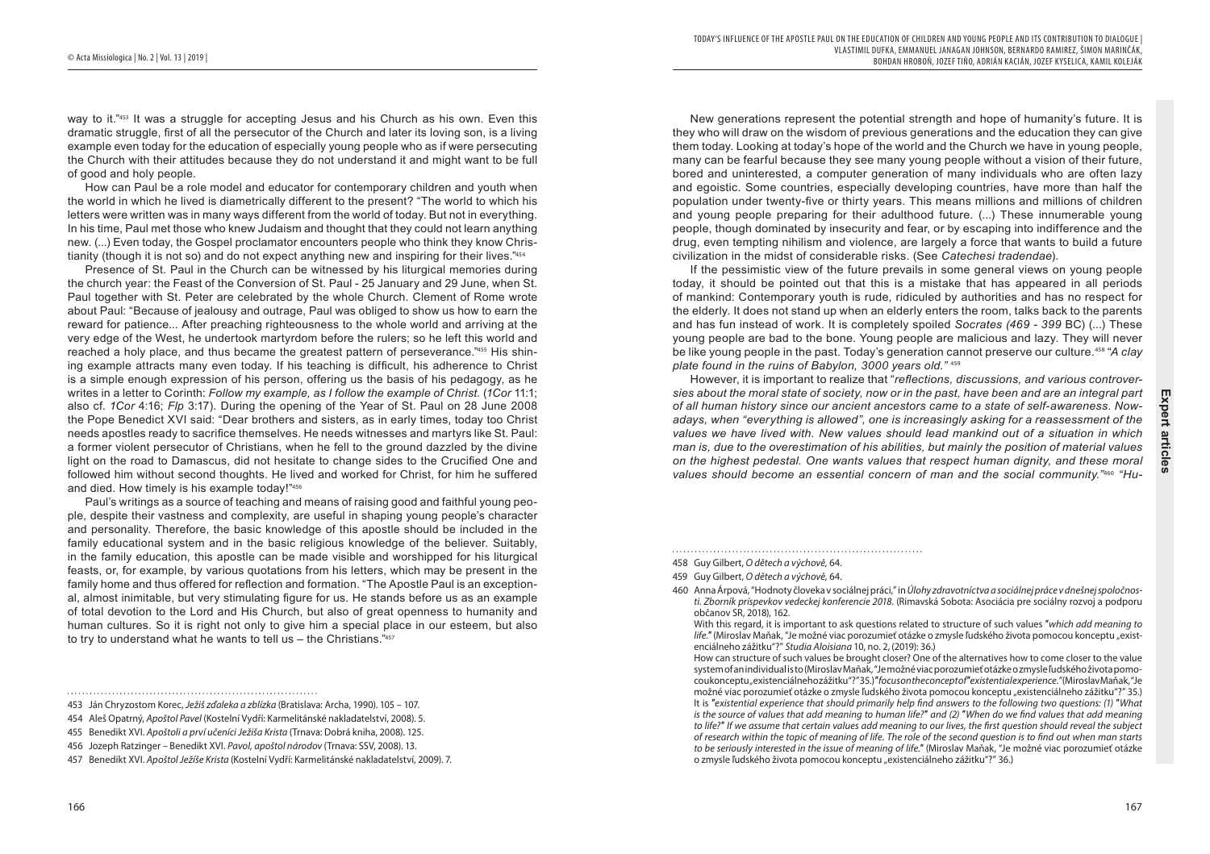way to it."[453] It was a struggle for accepting Jesus and his Church as his own. Even this dramatic struggle, first of all the persecutor of the Church and later its loving son, is a living example even today for the education of especially young people who as if were persecuting the Church with their attitudes because they do not understand it and might want to be full of good and holy people.

How can Paul be a role model and educator for contemporary children and youth when the world in which he lived is diametrically different to the present? "The world to which his letters were written was in many ways different from the world of today. But not in everything. In his time, Paul met those who knew Judaism and thought that they could not learn anything new. (...) Even today, the Gospel proclamator encounters people who think they know Christianity (though it is not so) and do not expect anything new and inspiring for their lives."[454]

Presence of St. Paul in the Church can be witnessed by his liturgical memories during the church year: the Feast of the Conversion of St. Paul - 25 January and 29 June, when St. Paul together with St. Peter are celebrated by the whole Church. Clement of Rome wrote about Paul: "Because of jealousy and outrage, Paul was obliged to show us how to earn the reward for patience... After preaching righteousness to the whole world and arriving at the very edge of the West, he undertook martyrdom before the rulers; so he left this world and reached a holy place, and thus became the greatest pattern of perseverance."[455] His shining example attracts many even today. If his teaching is difficult, his adherence to Christ is a simple enough expression of his person, offering us the basis of his pedagogy, as he writes in a letter to Corinth: *Follow my example, as I follow the example of Christ.* (*1Cor* 11:1; also cf. *1Cor* 4:16; *Flp* 3:17). During the opening of the Year of St. Paul on 28 June 2008 the Pope Benedict XVI said: "Dear brothers and sisters, as in early times, today too Christ needs apostles ready to sacrifice themselves. He needs witnesses and martyrs like St. Paul: a former violent persecutor of Christians, when he fell to the ground dazzled by the divine light on the road to Damascus, did not hesitate to change sides to the Crucified One and followed him without second thoughts. He lived and worked for Christ, for him he suffered and died. How timely is his example today!"[456]

Paul's writings as a source of teaching and means of raising good and faithful young people, despite their vastness and complexity, are useful in shaping young people's character and personality. Therefore, the basic knowledge of this apostle should be included in the family educational system and in the basic religious knowledge of the believer. Suitably, in the family education, this apostle can be made visible and worshipped for his liturgical feasts, or, for example, by various quotations from his letters, which may be present in the family home and thus offered for reflection and formation. "The Apostle Paul is an exceptional, almost inimitable, but very stimulating figure for us. He stands before us as an example of total devotion to the Lord and His Church, but also of great openness to humanity and human cultures. So it is right not only to give him a special place in our esteem, but also to try to understand what he wants to tell us – the Christians."[457]

New generations represent the potential strength and hope of humanity's future. It is they who will draw on the wisdom of previous generations and the education they can give them today. Looking at today's hope of the world and the Church we have in young people, many can be fearful because they see many young people without a vision of their future, bored and uninterested, a computer generation of many individuals who are often lazy and egoistic. Some countries, especially developing countries, have more than half the population under twenty-five or thirty years. This means millions and millions of children and young people preparing for their adulthood future. (...) These innumerable young people, though dominated by insecurity and fear, or by escaping into indifference and the drug, even tempting nihilism and violence, are largely a force that wants to build a future civilization in the midst of considerable risks. (See *Catechesi tradendae*).

If the pessimistic view of the future prevails in some general views on young people today, it should be pointed out that this is a mistake that has appeared in all periods of mankind: Contemporary youth is rude, ridiculed by authorities and has no respect for the elderly. It does not stand up when an elderly enters the room, talks back to the parents and has fun instead of work. It is completely spoiled *Socrates (469 - 399* BC) (...) These young people are bad to the bone. Young people are malicious and lazy. They will never be like young people in the past. Today's generation cannot preserve our culture.[458] *"A clay plate found in the ruins of Babylon, 3000 years old."* [459]

However, it is important to realize that "*reflections, discussions, and various controversies about the moral state of society, now or in the past, have been and are an integral part of all human history since our ancient ancestors came to a state of self-awareness. Nowadays, when "everything is allowed", one is increasingly asking for a reassessment of the values we have lived with. New values should lead mankind out of a situation in which man is, due to the overestimation of his abilities, but mainly the position of material values on the highest pedestal. One wants values that respect human dignity, and these moral values should become an essential concern of man and the social community.*"[460] *"Hu-*

---

453 Ján Chryzostom Korec, *Ježiš zďaleka a zblízka* (Bratislava: Archa, 1990). 105 – 107.

454 Aleš Opatrný, *Apoštol Pavel* (Kostelní Vydří: Karmelitánské nakladatelství, 2008). 5.

455 Benedikt XVI. *Apoštoli a prví učeníci Ježiša Krista* (Trnava: Dobrá kniha, 2008). 125.

456 Jozeph Ratzinger – Benedikt XVI. *Pavol, apoštol národov* (Trnava: SSV, 2008). 13.

457 Benedikt XVI. *Apoštol Ježíše Krista* (Kostelní Vydří: Karmelitánské nakladatelství, 2009). 7.

458 Guy Gilbert, *O dětech a výchově,* 64.

459 Guy Gilbert, *O dětech a výchově,* 64.

460 Anna Árpová, "Hodnoty človeka v sociálnej práci," in *Úlohy zdravotníctva a sociálnej práce v dnešnej spoločnosti. Zborník príspevkov vedeckej konferencie 2018.* (Rimavská Sobota: Asociácia pre sociálny rozvoj a podporu občanov SR, 2018), 162.

With this regard, it is important to ask questions related to structure of such values *"which add meaning to life."* (Miroslav Maňak, "Je možné viac porozumieť otázke o zmysle ľudského života pomocou konceptu „existenciálneho zážitku"?" *Studia Aloisiana* 10, no. 2, (2019): 36.)

How can structure of such values be brought closer? One of the alternatives how to come closer to the value system of an individual is to (Miroslav Maňak, "Je možné viac porozumieť otázke o zmysle ľudského života pomocou konceptu „existenciálneho zážitku"?" 35.) *"focus on the concept of "existencial experience."* (Miroslav Maňak, "Je možné viac porozumieť otázke o zmysle ľudského života pomocou konceptu „existenciálneho zážitku"?" 35.) It is *"existential experience that should primarily help find answers to the following two questions: (1) "What is the source of values that add meaning to human life?" and (2) "When do we find values that add meaning to life?" If we assume that certain values add meaning to our lives, the first question should reveal the subject of research within the topic of meaning of life. The role of the second question is to find out when man starts to be seriously interested in the issue of meaning of life."* (Miroslav Maňak, "Je možné viac porozumieť otázke o zmysle ľudského života pomocou konceptu „existenciálneho zážitku"?" 36.)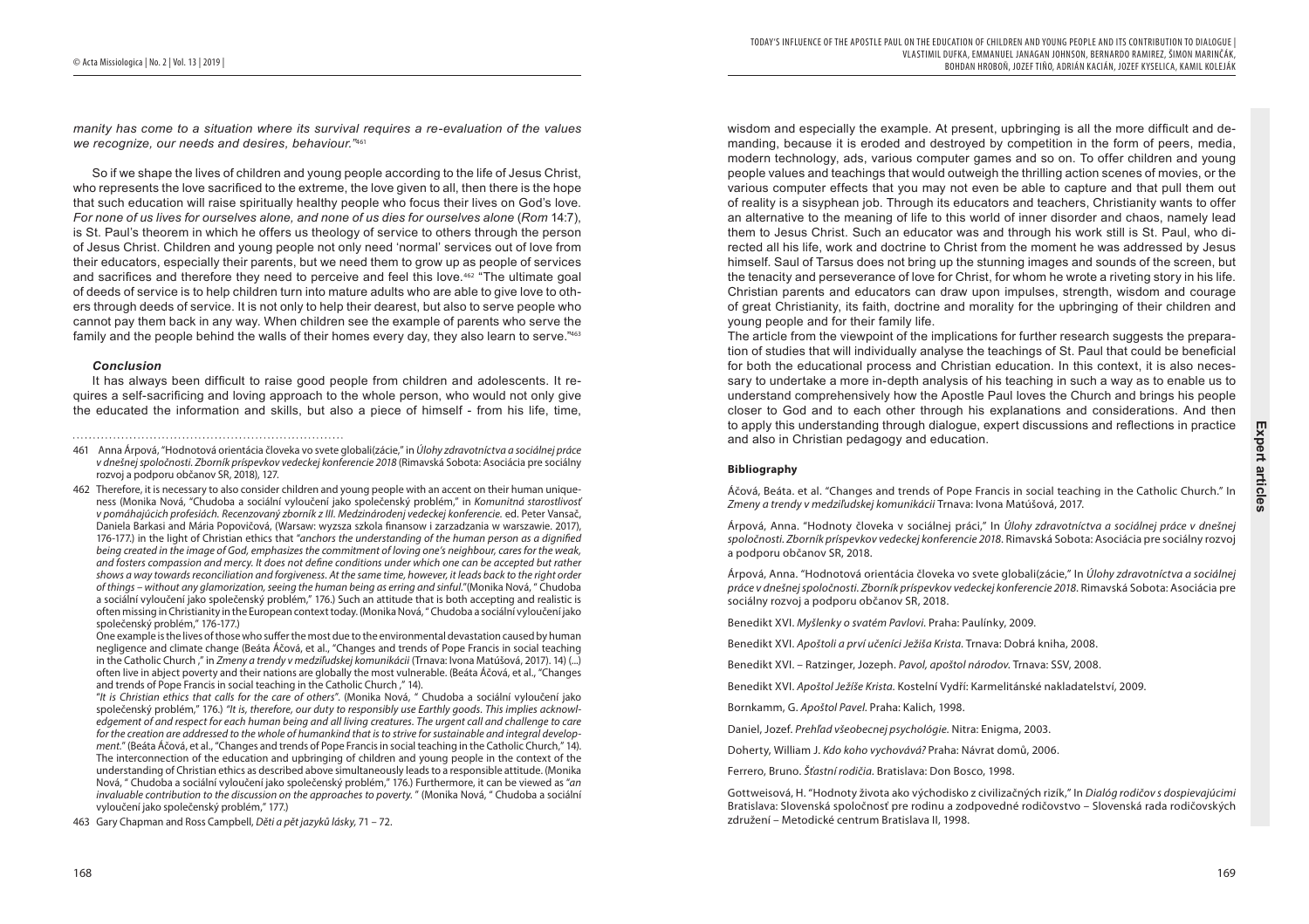*manity has come to a situation where its survival requires a re-evaluation of the values we recognize, our needs and desires, behaviour."*[461]

So if we shape the lives of children and young people according to the life of Jesus Christ, who represents the love sacrificed to the extreme, the love given to all, then there is the hope that such education will raise spiritually healthy people who focus their lives on God's love. *For none of us lives for ourselves alone, and none of us dies for ourselves alone* (*Rom* 14:7), is St. Paul's theorem in which he offers us theology of service to others through the person of Jesus Christ. Children and young people not only need 'normal' services out of love from their educators, especially their parents, but we need them to grow up as people of services and sacrifices and therefore they need to perceive and feel this love.[462] "The ultimate goal of deeds of service is to help children turn into mature adults who are able to give love to others through deeds of service. It is not only to help their dearest, but also to serve people who cannot pay them back in any way. When children see the example of parents who serve the family and the people behind the walls of their homes every day, they also learn to serve."[463]

### *Conclusion*

It has always been difficult to raise good people from children and adolescents. It requires a self-sacrificing and loving approach to the whole person, who would not only give the educated the information and skills, but also a piece of himself - from his life, time, wisdom and especially the example. At present, upbringing is all the more difficult and demanding, because it is eroded and destroyed by competition in the form of peers, media, modern technology, ads, various computer games and so on. To offer children and young people values and teachings that would outweigh the thrilling action scenes of movies, or the various computer effects that you may not even be able to capture and that pull them out of reality is a sisyphean job. Through its educators and teachers, Christianity wants to offer an alternative to the meaning of life to this world of inner disorder and chaos, namely lead them to Jesus Christ. Such an educator was and through his work still is St. Paul, who directed all his life, work and doctrine to Christ from the moment he was addressed by Jesus himself. Saul of Tarsus does not bring up the stunning images and sounds of the screen, but the tenacity and perseverance of love for Christ, for whom he wrote a riveting story in his life. Christian parents and educators can draw upon impulses, strength, wisdom and courage of great Christianity, its faith, doctrine and morality for the upbringing of their children and young people and for their family life.

The article from the viewpoint of the implications for further research suggests the preparation of studies that will individually analyse the teachings of St. Paul that could be beneficial for both the educational process and Christian education. In this context, it is also necessary to undertake a more in-depth analysis of his teaching in such a way as to enable us to understand comprehensively how the Apostle Paul loves the Church and brings his people closer to God and to each other through his explanations and considerations. And then to apply this understanding through dialogue, expert discussions and reflections in practice and also in Christian pedagogy and education.

---

461 Anna Árpová, "Hodnotová orientácia človeka vo svete globali(zácie," in *Úlohy zdravotníctva a sociálnej práce v dnešnej spoločnosti. Zborník príspevkov vedeckej konferencie 2018* (Rimavská Sobota: Asociácia pre sociálny rozvoj a podporu občanov SR, 2018), 127.

462 Therefore, it is necessary to also consider children and young people with an accent on their human uniqueness (Monika Nová, "Chudoba a sociální vyloučení jako společenský problém," in *Komunitná starostlivosť v pomáhajúcich profesiách. Recenzovaný zborník z III. Medzinárodenj vedeckej konferencie.* ed. Peter Vansač, Daniela Barkasi and Mária Popovičová, (Warsaw: wyzsza szkola finansow i zarzadzania w warszawie. 2017), 176-177.) in the light of Christian ethics that *"anchors the understanding of the human person as a dignified being created in the image of God, emphasizes the commitment of loving one's neighbour, cares for the weak, and fosters compassion and mercy. It does not define conditions under which one can be accepted but rather shows a way towards reconciliation and forgiveness. At the same time, however, it leads back to the right order of things – without any glamorization, seeing the human being as erring and sinful."*(Monika Nová, " Chudoba a sociální vyloučení jako společenský problém," 176.) Such an attitude that is both accepting and realistic is often missing in Christianity in the European context today. (Monika Nová, " Chudoba a sociální vyloučení jako společenský problém," 176-177.)
One example is the lives of those who suffer the most due to the environmental devastation caused by human negligence and climate change (Beáta Áčová, et al., "Changes and trends of Pope Francis in social teaching in the Catholic Church ," in *Zmeny a trendy v medziľudskej komunikácii* (Trnava: Ivona Matúšová, 2017). 14) (...) often live in abject poverty and their nations are globally the most vulnerable. (Beáta Áčová, et al., "Changes and trends of Pope Francis in social teaching in the Catholic Church ," 14).
"*It is Christian ethics that calls for the care of others*". (Monika Nová, " Chudoba a sociální vyloučení jako společenský problém," 176.) *"It is, therefore, our duty to responsibly use Earthly goods. This implies acknowledgement of and respect for each human being and all living creatures. The urgent call and challenge to care for the creation are addressed to the whole of humankind that is to strive for sustainable and integral development."* (Beáta Áčová, et al., "Changes and trends of Pope Francis in social teaching in the Catholic Church," 14). The interconnection of the education and upbringing of children and young people in the context of the understanding of Christian ethics as described above simultaneously leads to a responsible attitude. (Monika Nová, " Chudoba a sociální vyloučení jako společenský problém," 176.) Furthermore, it can be viewed as *"an invaluable contribution to the discussion on the approaches to poverty. "* (Monika Nová, " Chudoba a sociální vyloučení jako společenský problém," 177.)

463 Gary Chapman and Ross Campbell, *Děti a pět jazyků lásky*, 71 – 72.

### **Bibliography**

Áčová, Beáta. et al. "Changes and trends of Pope Francis in social teaching in the Catholic Church." In *Zmeny a trendy v medziľudskej komunikácii* Trnava: Ivona Matúšová, 2017.

Árpová, Anna. "Hodnoty človeka v sociálnej práci," In *Úlohy zdravotníctva a sociálnej práce v dnešnej spoločnosti. Zborník príspevkov vedeckej konferencie 2018*. Rimavská Sobota: Asociácia pre sociálny rozvoj a podporu občanov SR, 2018.

Árpová, Anna. "Hodnotová orientácia človeka vo svete globali(zácie," In *Úlohy zdravotníctva a sociálnej práce v dnešnej spoločnosti. Zborník príspevkov vedeckej konferencie 2018*. Rimavská Sobota: Asociácia pre sociálny rozvoj a podporu občanov SR, 2018.

Benedikt XVI. *Myšlenky o svatém Pavlovi*. Praha: Paulínky, 2009.

Benedikt XVI. *Apoštoli a prví učeníci Ježiša Krista*. Trnava: Dobrá kniha, 2008.

Benedikt XVI. – Ratzinger, Jozeph. *Pavol, apoštol národov*. Trnava: SSV, 2008.

Benedikt XVI. *Apoštol Ježíše Krista*. Kostelní Vydří: Karmelitánské nakladatelství, 2009.

Bornkamm, G. *Apoštol Pavel*. Praha: Kalich, 1998.

Daniel, Jozef. *Prehľad všeobecnej psychológie*. Nitra: Enigma, 2003.

Doherty, William J. *Kdo koho vychovává?* Praha: Návrat domů, 2006.

Ferrero, Bruno. *Šťastní rodičia*. Bratislava: Don Bosco, 1998.

Gottweisová, H. "Hodnoty života ako východisko z civilizačných rizík," In *Dialóg rodičov s dospievajúcimi* Bratislava: Slovenská spoločnosť pre rodinu a zodpovedné rodičovstvo – Slovenská rada rodičovských združení – Metodické centrum Bratislava II, 1998.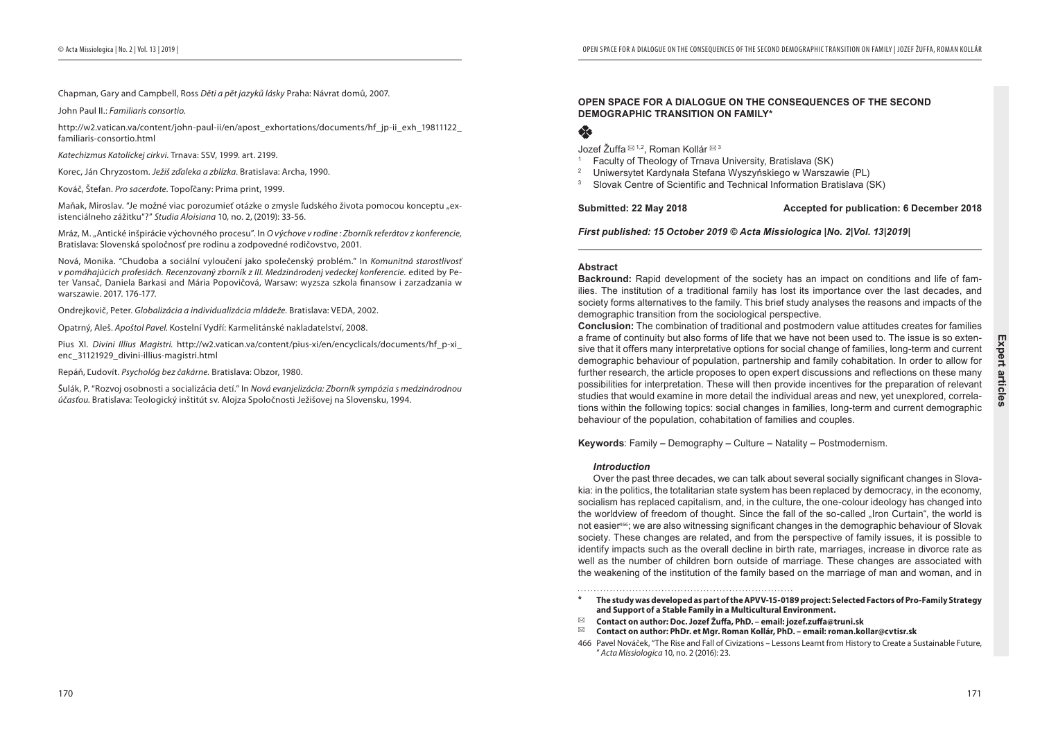Chapman, Gary and Campbell, Ross *Děti a pět jazyků lásky* Praha: Návrat domů, 2007.

John Paul II.: *Familiaris consortio.*

http://w2.vatican.va/content/john-paul-ii/en/apost_exhortations/documents/hf_jp-ii_exh_19811122_familiaris-consortio.html

*Katechizmus Katolíckej cirkvi*. Trnava: SSV, 1999. art. 2199.

Korec, Ján Chryzostom. *Ježiš zďaleka a zblízka*. Bratislava: Archa, 1990.

Kováč, Štefan. *Pro sacerdote*. Topoľčany: Prima print, 1999.

Maňak, Miroslav. "Je možné viac porozumieť otázke o zmysle ľudského života pomocou konceptu „existenciálneho zážitku"?" *Studia Aloisiana* 10, no. 2, (2019): 33-56.

Mráz, M. „Antické inšpirácie výchovného procesu". In *O výchove v rodine : Zborník referátov z konferencie,* Bratislava: Slovenská spoločnosť pre rodinu a zodpovedné rodičovstvo, 2001.

Nová, Monika. "Chudoba a sociální vyloučení jako společenský problém." In *Komunitná starostlivosť v pomáhajúcich profesiách. Recenzovaný zborník z III. Medzinárodnej vedeckej konferencie.* edited by Peter Vansač, Daniela Barkasi and Mária Popovičová, Warsaw: wyzsza szkola finansow i zarzadzania w warszawie. 2017. 176-177.

Ondrejkovič, Peter. *Globalizácia a individualizácia mládeže*. Bratislava: VEDA, 2002.

Opatrný, Aleš. *Apoštol Pavel.* Kostelní Vydří: Karmelitánské nakladatelství, 2008.

Pius XI. *Divini Illius Magistri.* http://w2.vatican.va/content/pius-xi/en/encyclicals/documents/hf_p-xi_enc_31121929_divini-illius-magistri.html

Repáň, Ľudovít. *Psychológ bez čakárne.* Bratislava: Obzor, 1980.

Šulák, P. "Rozvoj osobnosti a socializácia detí." In *Nová evanjelizácia: Zborník sympózia s medzinárodnou účasťou.* Bratislava: Teologický inštitút sv. Alojza Spoločnosti Ježišovej na Slovensku, 1994.

## OPEN SPACE FOR A DIALOGUE ON THE CONSEQUENCES OF THE SECOND DEMOGRAPHIC TRANSITION ON FAMILY*

Jozef Žuffa [1,2], Roman Kollár [3]

[1] Faculty of Theology of Trnava University, Bratislava (SK)
[2] Uniwersytet Kardynała Stefana Wyszyńskiego w Warszawie (PL)
[3] Slovak Centre of Scientific and Technical Information Bratislava (SK)

**Submitted: 22 May 2018** **Accepted for publication: 6 December 2018**

***First published: 15 October 2019 © Acta Missiologica |No. 2|Vol. 13|2019|***

### Abstract

**Backround:** Rapid development of the society has an impact on conditions and life of families. The institution of a traditional family has lost its importance over the last decades, and society forms alternatives to the family. This brief study analyses the reasons and impacts of the demographic transition from the sociological perspective.

**Conclusion:** The combination of traditional and postmodern value attitudes creates for families a frame of continuity but also forms of life that we have not been used to. The issue is so extensive that it offers many interpretative options for social change of families, long-term and current demographic behaviour of population, partnership and family cohabitation. In order to allow for further research, the article proposes to open expert discussions and reflections on these many possibilities for interpretation. These will then provide incentives for the preparation of relevant studies that would examine in more detail the individual areas and new, yet unexplored, correlations within the following topics: social changes in families, long-term and current demographic behaviour of the population, cohabitation of families and couples.

**Keywords**: Family – Demography – Culture – Natality – Postmodernism.

### *Introduction*

Over the past three decades, we can talk about several socially significant changes in Slovakia: in the politics, the totalitarian state system has been replaced by democracy, in the economy, socialism has replaced capitalism, and, in the culture, the one-colour ideology has changed into the worldview of freedom of thought. Since the fall of the so-called „Iron Curtain", the world is not easier[466]; we are also witnessing significant changes in the demographic behaviour of Slovak society. These changes are related, and from the perspective of family issues, it is possible to identify impacts such as the overall decline in birth rate, marriages, increase in divorce rate as well as the number of children born outside of marriage. These changes are associated with the weakening of the institution of the family based on the marriage of man and woman, and in

---

\* **The study was developed as part of the APVV-15-0189 project: Selected Factors of Pro-Family Strategy and Support of a Stable Family in a Multicultural Environment.**

✉ **Contact on author: Doc. Jozef Žuffa, PhD. – email: jozef.zuffa@truni.sk**

✉ **Contact on author: PhDr. et Mgr. Roman Kollár, PhD. – email: roman.kollar@cvtisr.sk**

466 Pavel Nováček, "The Rise and Fall of Civizations – Lessons Learnt from History to Create a Sustainable Future, " *Acta Missiologica* 10, no. 2 (2016): 23.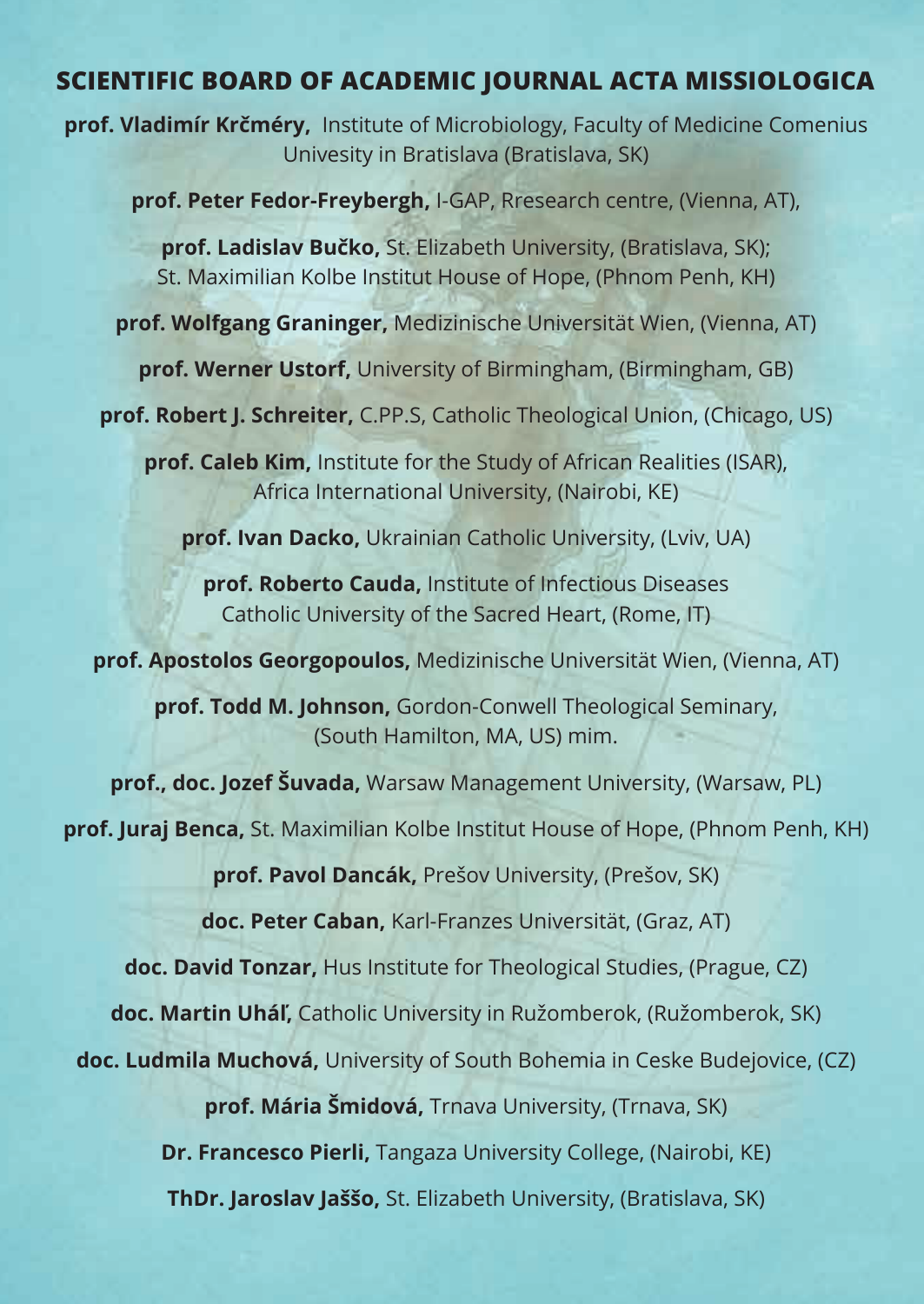## SCIENTIFIC BOARD OF ACADEMIC JOURNAL ACTA MISSIOLOGICA

**prof. Vladimír Krčméry,** Institute of Microbiology, Faculty of Medicine Comenius Univesity in Bratislava (Bratislava, SK)

**prof. Peter Fedor-Freybergh,** I-GAP, Rresearch centre, (Vienna, AT),

**prof. Ladislav Bučko,** St. Elizabeth University, (Bratislava, SK); St. Maximilian Kolbe Institut House of Hope, (Phnom Penh, KH)

**prof. Wolfgang Graninger,** Medizinische Universität Wien, (Vienna, AT)

**prof. Werner Ustorf,** University of Birmingham, (Birmingham, GB)

**prof. Robert J. Schreiter,** C.PP.S, Catholic Theological Union, (Chicago, US)

**prof. Caleb Kim,** Institute for the Study of African Realities (ISAR), Africa International University, (Nairobi, KE)

**prof. Ivan Dacko,** Ukrainian Catholic University, (Lviv, UA)

**prof. Roberto Cauda,** Institute of Infectious Diseases Catholic University of the Sacred Heart, (Rome, IT)

**prof. Apostolos Georgopoulos,** Medizinische Universität Wien, (Vienna, AT)

**prof. Todd M. Johnson,** Gordon-Conwell Theological Seminary, (South Hamilton, MA, US) mim.

**prof., doc. Jozef Šuvada,** Warsaw Management University, (Warsaw, PL)

**prof. Juraj Benca,** St. Maximilian Kolbe Institut House of Hope, (Phnom Penh, KH)

**prof. Pavol Dancák,** Prešov University, (Prešov, SK)

**doc. Peter Caban,** Karl-Franzes Universität, (Graz, AT)

**doc. David Tonzar,** Hus Institute for Theological Studies, (Prague, CZ)

**doc. Martin Uháľ,** Catholic University in Ružomberok, (Ružomberok, SK)

**doc. Ludmila Muchová,** University of South Bohemia in Ceske Budejovice, (CZ)

**prof. Mária Šmidová,** Trnava University, (Trnava, SK)

**Dr. Francesco Pierli,** Tangaza University College, (Nairobi, KE)

**ThDr. Jaroslav Jaššo,** St. Elizabeth University, (Bratislava, SK)